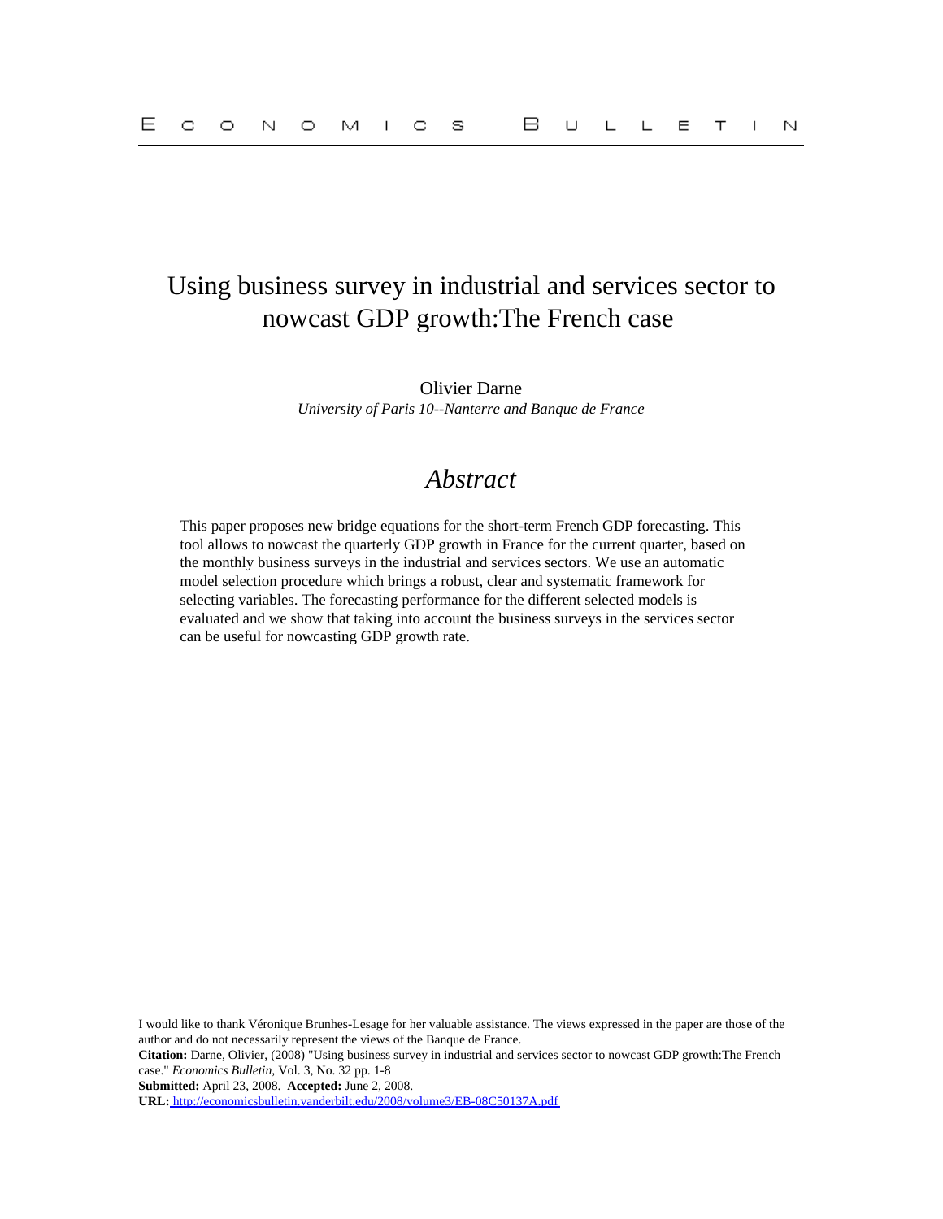# Using business survey in industrial and services sector to nowcast GDP growth:The French case

Olivier Darne

*University of Paris 10--Nanterre and Banque de France*

## *Abstract*

This paper proposes new bridge equations for the short-term French GDP forecasting. This tool allows to nowcast the quarterly GDP growth in France for the current quarter, based on the monthly business surveys in the industrial and services sectors. We use an automatic model selection procedure which brings a robust, clear and systematic framework for selecting variables. The forecasting performance for the different selected models is evaluated and we show that taking into account the business surveys in the services sector can be useful for nowcasting GDP growth rate.

---

I would like to thank Véronique Brunhes-Lesage for her valuable assistance. The views expressed in the paper are those of the author and do not necessarily represent the views of the Banque de France.

**Citation:** Darne, Olivier, (2008) "Using business survey in industrial and services sector to nowcast GDP growth:The French case." *Economics Bulletin,* Vol. 3, No. 32 pp. 1-8

**Submitted:** April 23, 2008. **Accepted:** June 2, 2008.

**URL:** http://economicsbulletin.vanderbilt.edu/2008/volume3/EB-08C50137A.pdf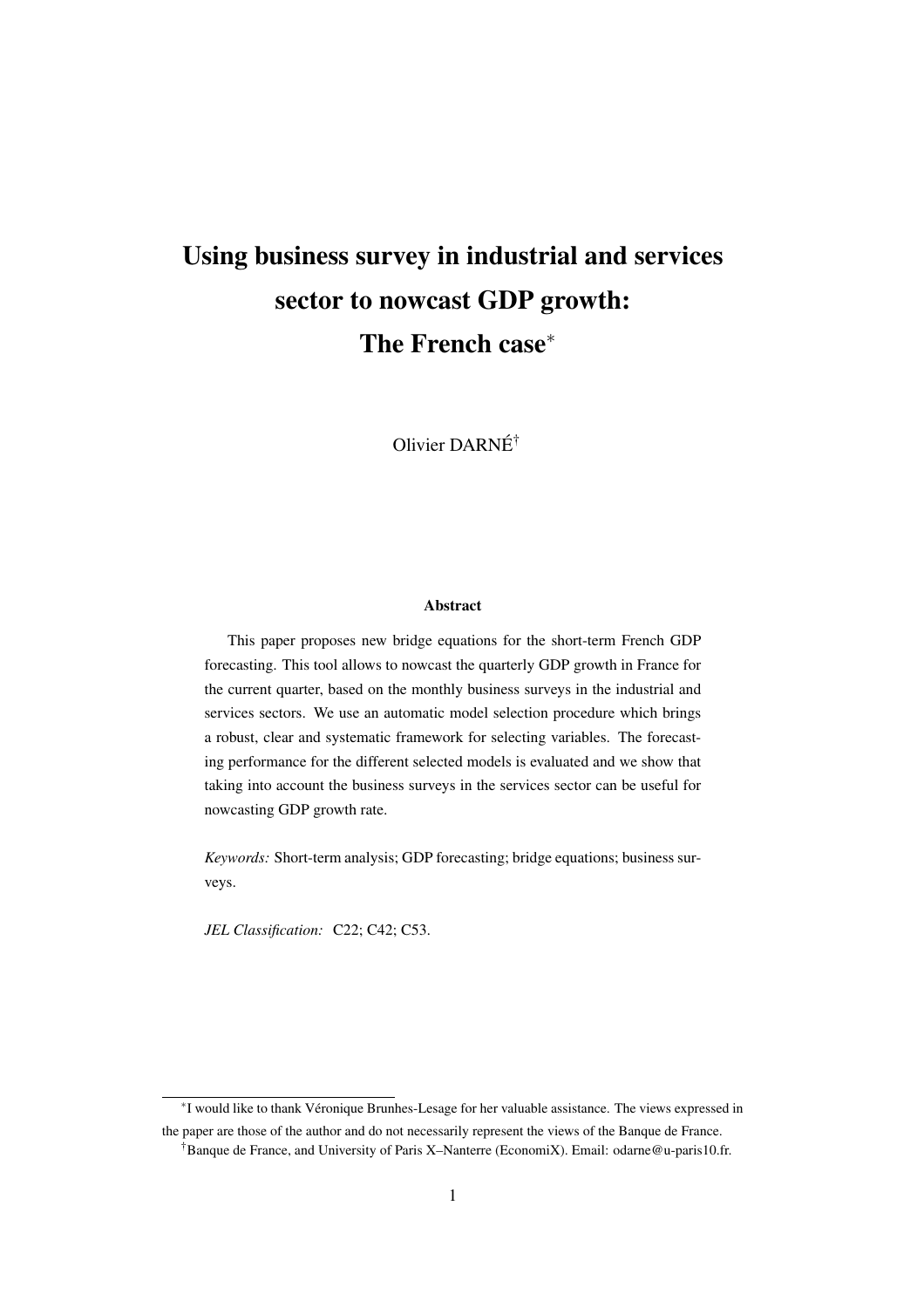# Using business survey in industrial and services sector to nowcast GDP growth: The French case*

Olivier DARNÉ[†]

### Abstract

This paper proposes new bridge equations for the short-term French GDP forecasting. This tool allows to nowcast the quarterly GDP growth in France for the current quarter, based on the monthly business surveys in the industrial and services sectors. We use an automatic model selection procedure which brings a robust, clear and systematic framework for selecting variables. The forecasting performance for the different selected models is evaluated and we show that taking into account the business surveys in the services sector can be useful for nowcasting GDP growth rate.

*Keywords:* Short-term analysis; GDP forecasting; bridge equations; business surveys.

*JEL Classification:* C22; C42; C53.

---

*I would like to thank Véronique Brunhes-Lesage for her valuable assistance. The views expressed in the paper are those of the author and do not necessarily represent the views of the Banque de France.

[†]Banque de France, and University of Paris X–Nanterre (EconomiX). Email: odarne@u-paris10.fr.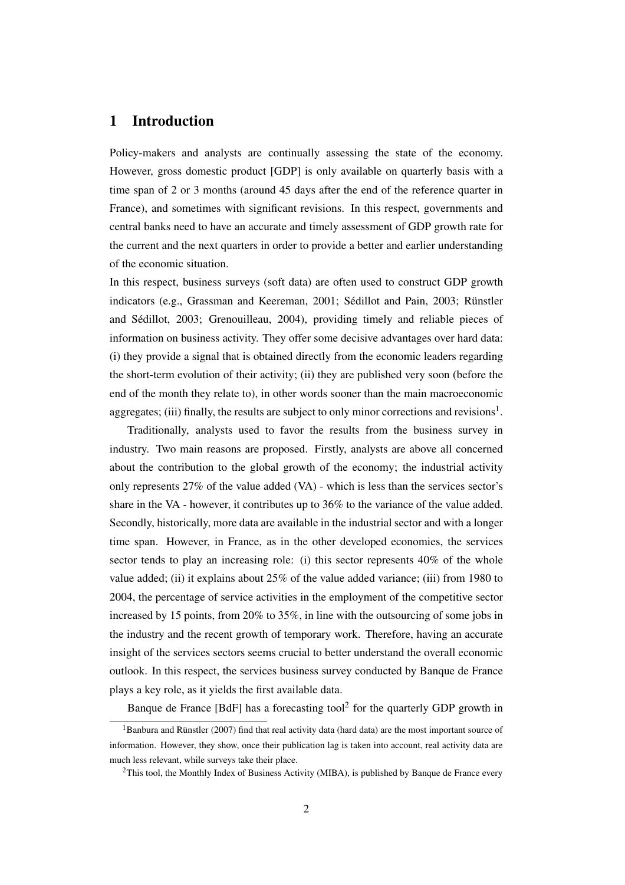# 1 Introduction

Policy-makers and analysts are continually assessing the state of the economy. However, gross domestic product [GDP] is only available on quarterly basis with a time span of 2 or 3 months (around 45 days after the end of the reference quarter in France), and sometimes with significant revisions. In this respect, governments and central banks need to have an accurate and timely assessment of GDP growth rate for the current and the next quarters in order to provide a better and earlier understanding of the economic situation.

In this respect, business surveys (soft data) are often used to construct GDP growth indicators (e.g., Grassman and Keereman, 2001; Sédillot and Pain, 2003; Rünstler and Sédillot, 2003; Grenouilleau, 2004), providing timely and reliable pieces of information on business activity. They offer some decisive advantages over hard data: (i) they provide a signal that is obtained directly from the economic leaders regarding the short-term evolution of their activity; (ii) they are published very soon (before the end of the month they relate to), in other words sooner than the main macroeconomic aggregates; (iii) finally, the results are subject to only minor corrections and revisions[1].

Traditionally, analysts used to favor the results from the business survey in industry. Two main reasons are proposed. Firstly, analysts are above all concerned about the contribution to the global growth of the economy; the industrial activity only represents 27% of the value added (VA) - which is less than the services sector's share in the VA - however, it contributes up to 36% to the variance of the value added. Secondly, historically, more data are available in the industrial sector and with a longer time span. However, in France, as in the other developed economies, the services sector tends to play an increasing role: (i) this sector represents 40% of the whole value added; (ii) it explains about 25% of the value added variance; (iii) from 1980 to 2004, the percentage of service activities in the employment of the competitive sector increased by 15 points, from 20% to 35%, in line with the outsourcing of some jobs in the industry and the recent growth of temporary work. Therefore, having an accurate insight of the services sectors seems crucial to better understand the overall economic outlook. In this respect, the services business survey conducted by Banque de France plays a key role, as it yields the first available data.

Banque de France [BdF] has a forecasting tool[2] for the quarterly GDP growth in

[1] Banbura and Rünstler (2007) find that real activity data (hard data) are the most important source of information. However, they show, once their publication lag is taken into account, real activity data are much less relevant, while surveys take their place.

[2] This tool, the Monthly Index of Business Activity (MIBA), is published by Banque de France every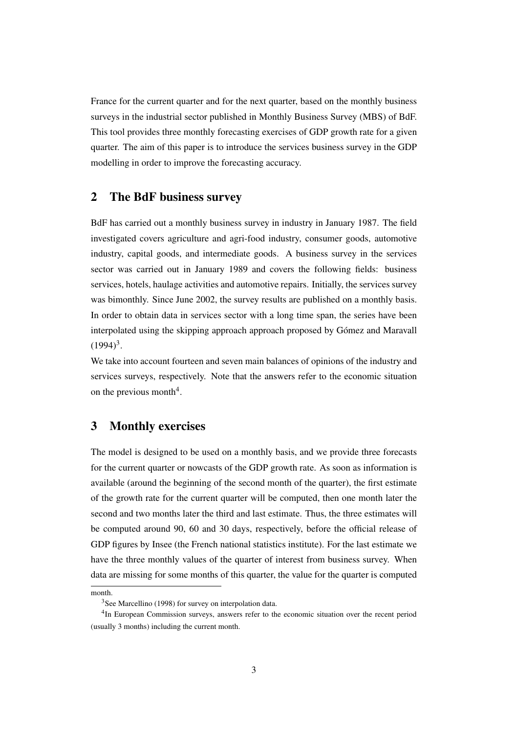France for the current quarter and for the next quarter, based on the monthly business surveys in the industrial sector published in Monthly Business Survey (MBS) of BdF. This tool provides three monthly forecasting exercises of GDP growth rate for a given quarter. The aim of this paper is to introduce the services business survey in the GDP modelling in order to improve the forecasting accuracy.

## 2 The BdF business survey

BdF has carried out a monthly business survey in industry in January 1987. The field investigated covers agriculture and agri-food industry, consumer goods, automotive industry, capital goods, and intermediate goods. A business survey in the services sector was carried out in January 1989 and covers the following fields: business services, hotels, haulage activities and automotive repairs. Initially, the services survey was bimonthly. Since June 2002, the survey results are published on a monthly basis. In order to obtain data in services sector with a long time span, the series have been interpolated using the skipping approach approach proposed by Gómez and Maravall (1994)[3].

We take into account fourteen and seven main balances of opinions of the industry and services surveys, respectively. Note that the answers refer to the economic situation on the previous month[4].

## 3 Monthly exercises

The model is designed to be used on a monthly basis, and we provide three forecasts for the current quarter or nowcasts of the GDP growth rate. As soon as information is available (around the beginning of the second month of the quarter), the first estimate of the growth rate for the current quarter will be computed, then one month later the second and two months later the third and last estimate. Thus, the three estimates will be computed around 90, 60 and 30 days, respectively, before the official release of GDP figures by Insee (the French national statistics institute). For the last estimate we have the three monthly values of the quarter of interest from business survey. When data are missing for some months of this quarter, the value for the quarter is computed

month.

[3] See Marcellino (1998) for survey on interpolation data.

[4] In European Commission surveys, answers refer to the economic situation over the recent period (usually 3 months) including the current month.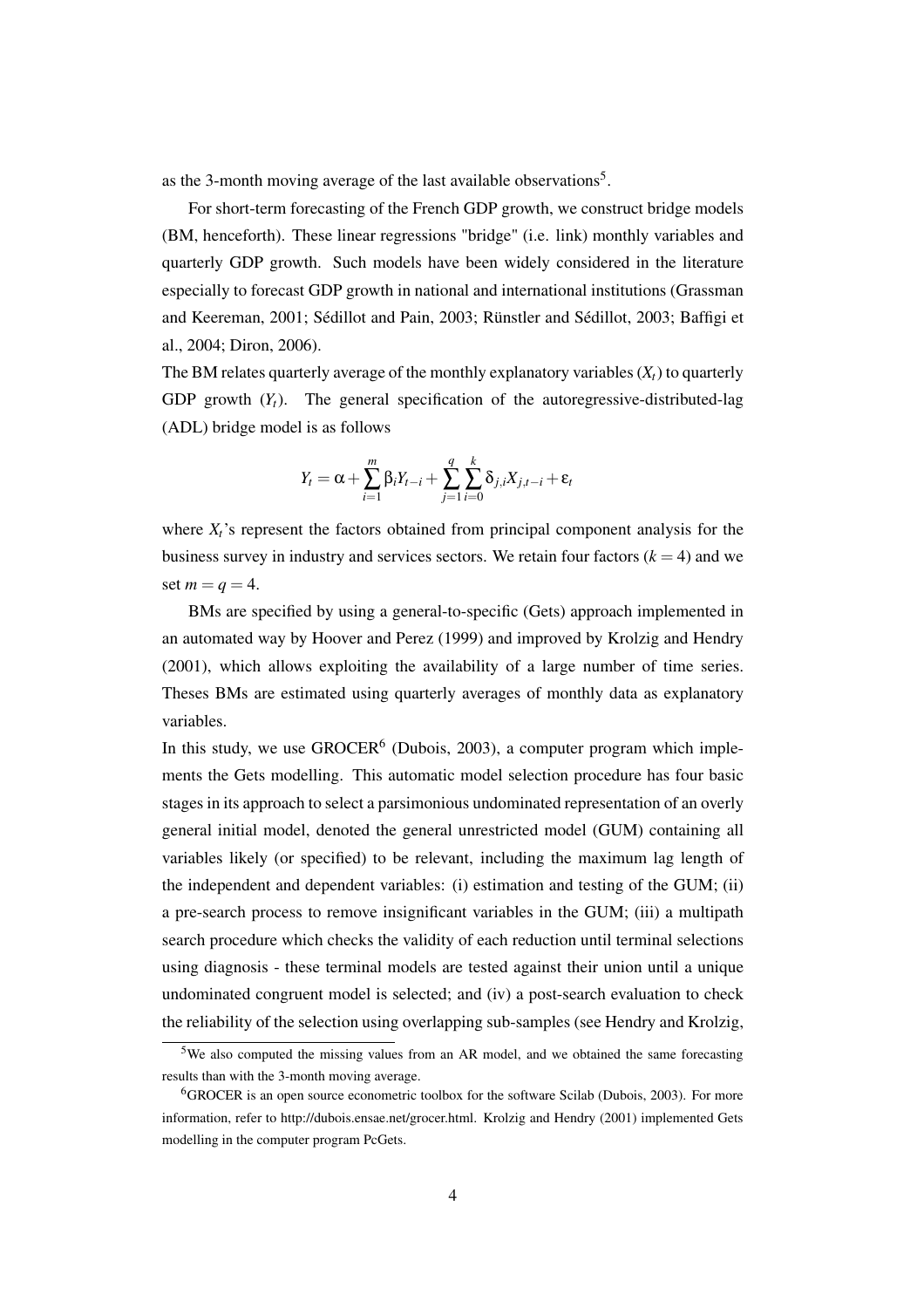as the 3-month moving average of the last available observations[5].

For short-term forecasting of the French GDP growth, we construct bridge models (BM, henceforth). These linear regressions "bridge" (i.e. link) monthly variables and quarterly GDP growth. Such models have been widely considered in the literature especially to forecast GDP growth in national and international institutions (Grassman and Keereman, 2001; Sédillot and Pain, 2003; Rünstler and Sédillot, 2003; Baffigi et al., 2004; Diron, 2006).

The BM relates quarterly average of the monthly explanatory variables ($X_t$) to quarterly GDP growth ($Y_t$). The general specification of the autoregressive-distributed-lag (ADL) bridge model is as follows

$$Y_t = \alpha + \sum_{i=1}^{m} \beta_i Y_{t-i} + \sum_{j=1}^{q} \sum_{i=0}^{k} \delta_{j,i} X_{j,t-i} + \varepsilon_t$$

where $X_t$'s represent the factors obtained from principal component analysis for the business survey in industry and services sectors. We retain four factors ($k = 4$) and we set $m = q = 4$.

BMs are specified by using a general-to-specific (Gets) approach implemented in an automated way by Hoover and Perez (1999) and improved by Krolzig and Hendry (2001), which allows exploiting the availability of a large number of time series. Theses BMs are estimated using quarterly averages of monthly data as explanatory variables.

In this study, we use GROCER[6] (Dubois, 2003), a computer program which implements the Gets modelling. This automatic model selection procedure has four basic stages in its approach to select a parsimonious undominated representation of an overly general initial model, denoted the general unrestricted model (GUM) containing all variables likely (or specified) to be relevant, including the maximum lag length of the independent and dependent variables: (i) estimation and testing of the GUM; (ii) a pre-search process to remove insignificant variables in the GUM; (iii) a multipath search procedure which checks the validity of each reduction until terminal selections using diagnosis - these terminal models are tested against their union until a unique undominated congruent model is selected; and (iv) a post-search evaluation to check the reliability of the selection using overlapping sub-samples (see Hendry and Krolzig,

[5] We also computed the missing values from an AR model, and we obtained the same forecasting results than with the 3-month moving average.

[6] GROCER is an open source econometric toolbox for the software Scilab (Dubois, 2003). For more information, refer to http://dubois.ensae.net/grocer.html. Krolzig and Hendry (2001) implemented Gets modelling in the computer program PcGets.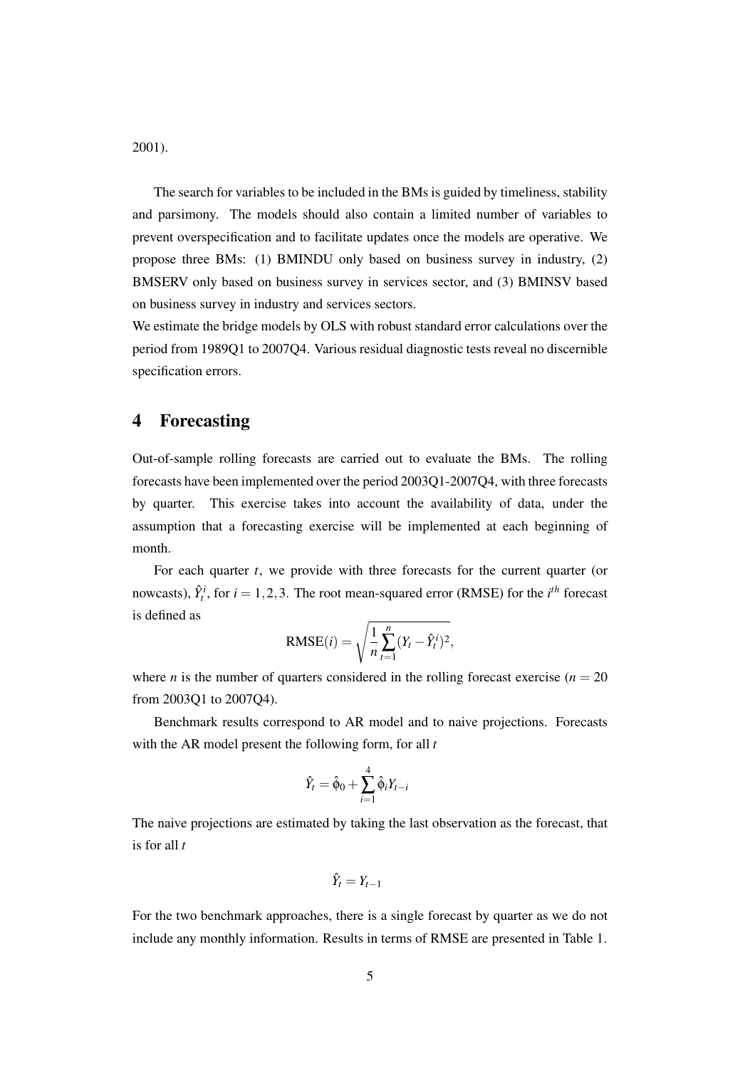2001).

The search for variables to be included in the BMs is guided by timeliness, stability and parsimony. The models should also contain a limited number of variables to prevent overspecification and to facilitate updates once the models are operative. We propose three BMs: (1) BMINDU only based on business survey in industry, (2) BMSERV only based on business survey in services sector, and (3) BMINSV based on business survey in industry and services sectors.

We estimate the bridge models by OLS with robust standard error calculations over the period from 1989Q1 to 2007Q4. Various residual diagnostic tests reveal no discernible specification errors.

# 4 Forecasting

Out-of-sample rolling forecasts are carried out to evaluate the BMs. The rolling forecasts have been implemented over the period 2003Q1-2007Q4, with three forecasts by quarter. This exercise takes into account the availability of data, under the assumption that a forecasting exercise will be implemented at each beginning of month.

For each quarter $t$, we provide with three forecasts for the current quarter (or nowcasts), $\hat{Y}_t^i$, for $i = 1, 2, 3$. The root mean-squared error (RMSE) for the $i^{th}$ forecast is defined as

$$\text{RMSE}(i) = \sqrt{\frac{1}{n}\sum_{t=1}^{n}(Y_t - \hat{Y}_t^i)^2},$$

where $n$ is the number of quarters considered in the rolling forecast exercise ($n = 20$ from 2003Q1 to 2007Q4).

Benchmark results correspond to AR model and to naive projections. Forecasts with the AR model present the following form, for all $t$

$$\hat{Y}_t = \hat{\phi}_0 + \sum_{i=1}^{4} \hat{\phi}_i Y_{t-i}$$

The naive projections are estimated by taking the last observation as the forecast, that is for all $t$

$$\hat{Y}_t = Y_{t-1}$$

For the two benchmark approaches, there is a single forecast by quarter as we do not include any monthly information. Results in terms of RMSE are presented in Table 1.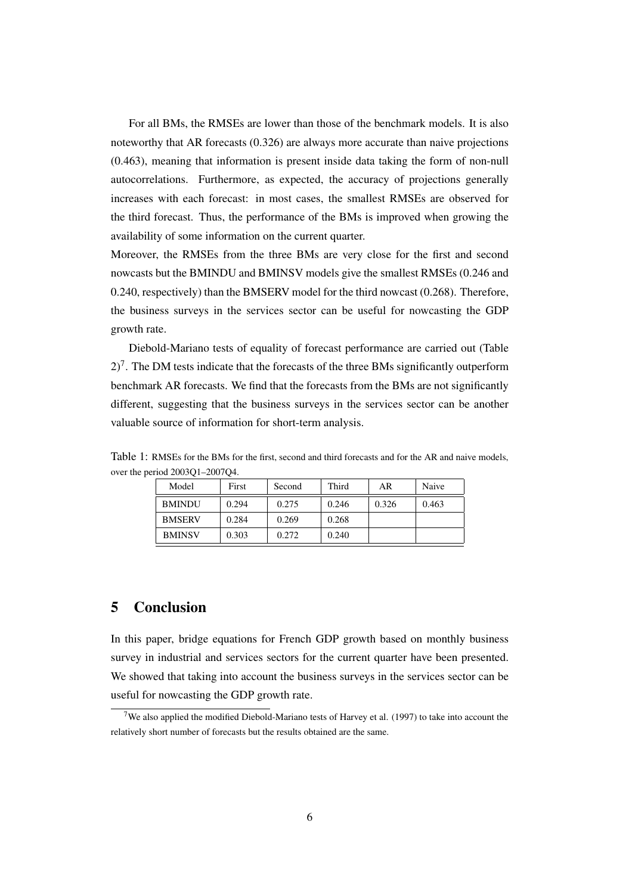For all BMs, the RMSEs are lower than those of the benchmark models. It is also noteworthy that AR forecasts (0.326) are always more accurate than naive projections (0.463), meaning that information is present inside data taking the form of non-null autocorrelations. Furthermore, as expected, the accuracy of projections generally increases with each forecast: in most cases, the smallest RMSEs are observed for the third forecast. Thus, the performance of the BMs is improved when growing the availability of some information on the current quarter.

Moreover, the RMSEs from the three BMs are very close for the first and second nowcasts but the BMINDU and BMINSV models give the smallest RMSEs (0.246 and 0.240, respectively) than the BMSERV model for the third nowcast (0.268). Therefore, the business surveys in the services sector can be useful for nowcasting the GDP growth rate.

Diebold-Mariano tests of equality of forecast performance are carried out (Table 2)[7]. The DM tests indicate that the forecasts of the three BMs significantly outperform benchmark AR forecasts. We find that the forecasts from the BMs are not significantly different, suggesting that the business surveys in the services sector can be another valuable source of information for short-term analysis.

Table 1: RMSEs for the BMs for the first, second and third forecasts and for the AR and naive models, over the period 2003Q1–2007Q4.

| Model | First | Second | Third | AR | Naive |
|---|---|---|---|---|---|
| BMINDU | 0.294 | 0.275 | 0.246 | 0.326 | 0.463 |
| BMSERV | 0.284 | 0.269 | 0.268 | | |
| BMINSV | 0.303 | 0.272 | 0.240 | | |

# 5 Conclusion

In this paper, bridge equations for French GDP growth based on monthly business survey in industrial and services sectors for the current quarter have been presented. We showed that taking into account the business surveys in the services sector can be useful for nowcasting the GDP growth rate.

[7] We also applied the modified Diebold-Mariano tests of Harvey et al. (1997) to take into account the relatively short number of forecasts but the results obtained are the same.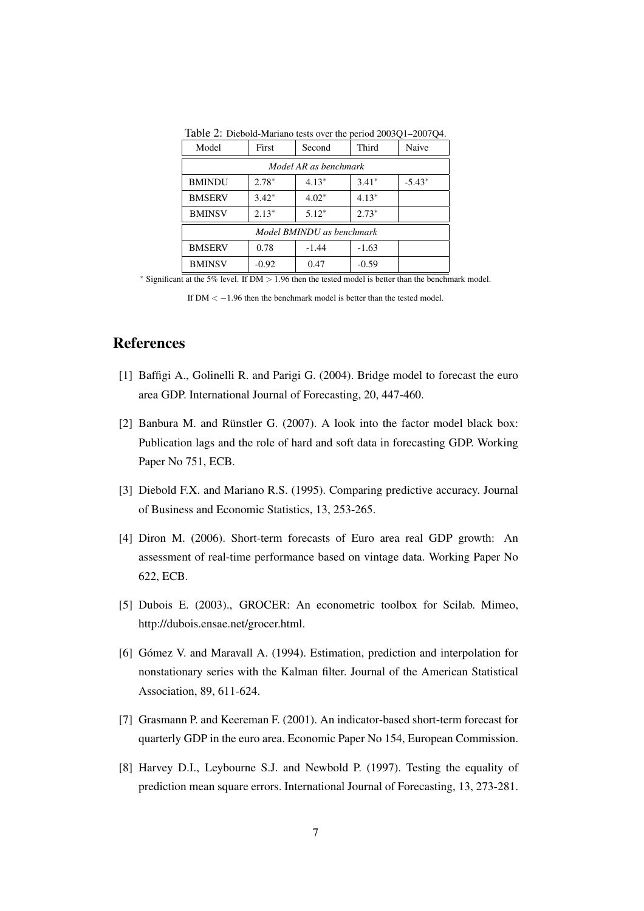Table 2: Diebold-Mariano tests over the period 2003Q1–2007Q4.

| Model | First | Second | Third | Naive |
|---|---|---|---|---|
| *Model AR as benchmark* | | | | |
| BMINDU | 2.78* | 4.13* | 3.41* | -5.43* |
| BMSERV | 3.42* | 4.02* | 4.13* | |
| BMINSV | 2.13* | 5.12* | 2.73* | |
| *Model BMINDU as benchmark* | | | | |
| BMSERV | 0.78 | -1.44 | -1.63 | |
| BMINSV | -0.92 | 0.47 | -0.59 | |

\* Significant at the 5% level. If DM $> 1.96$ then the tested model is better than the benchmark model.

If DM $< -1.96$ then the benchmark model is better than the tested model.

## References

[1] Baffigi A., Golinelli R. and Parigi G. (2004). Bridge model to forecast the euro area GDP. International Journal of Forecasting, 20, 447-460.

[2] Banbura M. and Rünstler G. (2007). A look into the factor model black box: Publication lags and the role of hard and soft data in forecasting GDP. Working Paper No 751, ECB.

[3] Diebold F.X. and Mariano R.S. (1995). Comparing predictive accuracy. Journal of Business and Economic Statistics, 13, 253-265.

[4] Diron M. (2006). Short-term forecasts of Euro area real GDP growth: An assessment of real-time performance based on vintage data. Working Paper No 622, ECB.

[5] Dubois E. (2003)., GROCER: An econometric toolbox for Scilab. Mimeo, http://dubois.ensae.net/grocer.html.

[6] Gómez V. and Maravall A. (1994). Estimation, prediction and interpolation for nonstationary series with the Kalman filter. Journal of the American Statistical Association, 89, 611-624.

[7] Grasmann P. and Keereman F. (2001). An indicator-based short-term forecast for quarterly GDP in the euro area. Economic Paper No 154, European Commission.

[8] Harvey D.I., Leybourne S.J. and Newbold P. (1997). Testing the equality of prediction mean square errors. International Journal of Forecasting, 13, 273-281.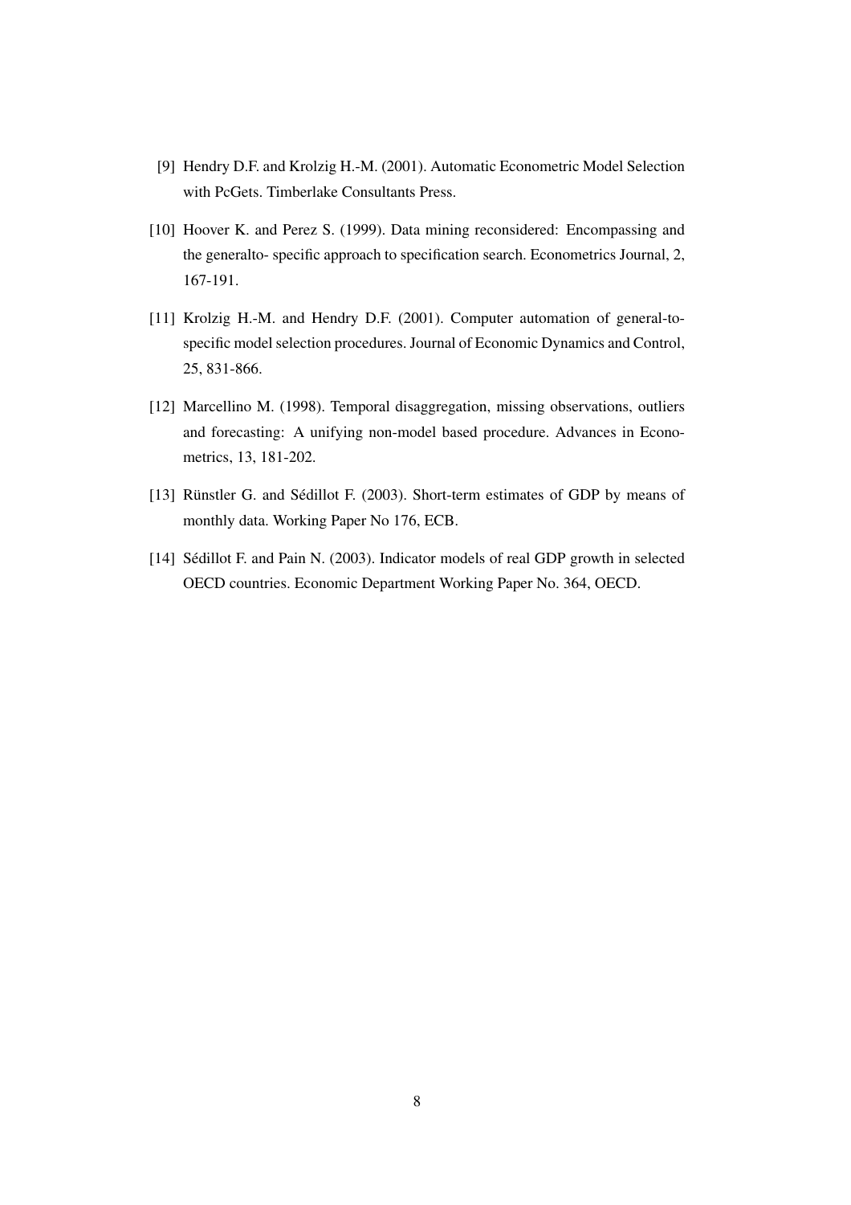[9] Hendry D.F. and Krolzig H.-M. (2001). Automatic Econometric Model Selection with PcGets. Timberlake Consultants Press.

[10] Hoover K. and Perez S. (1999). Data mining reconsidered: Encompassing and the generalto- specific approach to specification search. Econometrics Journal, 2, 167-191.

[11] Krolzig H.-M. and Hendry D.F. (2001). Computer automation of general-to-specific model selection procedures. Journal of Economic Dynamics and Control, 25, 831-866.

[12] Marcellino M. (1998). Temporal disaggregation, missing observations, outliers and forecasting: A unifying non-model based procedure. Advances in Econometrics, 13, 181-202.

[13] Rünstler G. and Sédillot F. (2003). Short-term estimates of GDP by means of monthly data. Working Paper No 176, ECB.

[14] Sédillot F. and Pain N. (2003). Indicator models of real GDP growth in selected OECD countries. Economic Department Working Paper No. 364, OECD.